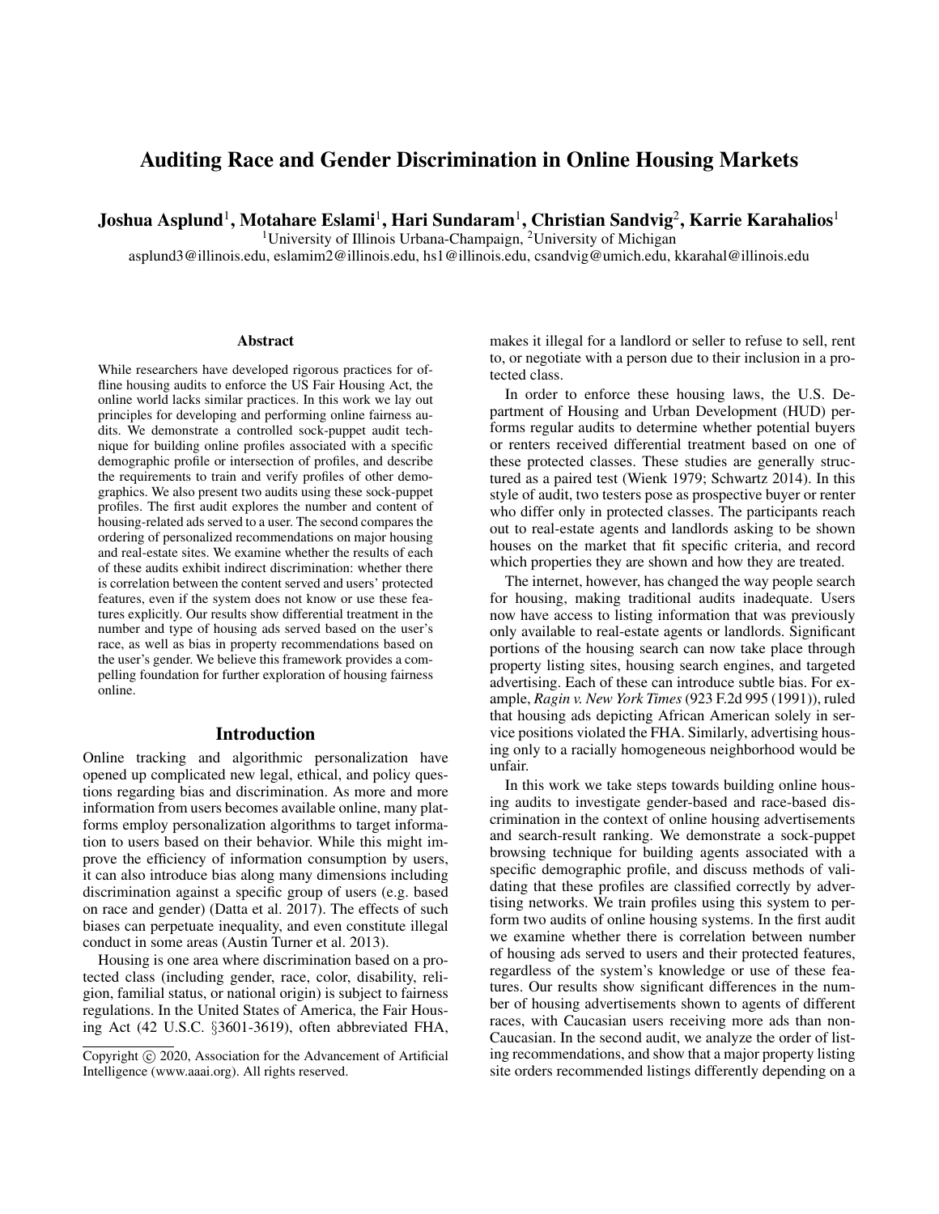# Auditing Race and Gender Discrimination in Online Housing Markets

**Joshua Asplund[1], Motahare Eslami[1], Hari Sundaram[1], Christian Sandvig[2], Karrie Karahalios[1]**

[1]University of Illinois Urbana-Champaign, [2]University of Michigan

asplund3@illinois.edu, eslamim2@illinois.edu, hs1@illinois.edu, csandvig@umich.edu, kkarahal@illinois.edu

## Abstract

While researchers have developed rigorous practices for offline housing audits to enforce the US Fair Housing Act, the online world lacks similar practices. In this work we lay out principles for developing and performing online fairness audits. We demonstrate a controlled sock-puppet audit technique for building online profiles associated with a specific demographic profile or intersection of profiles, and describe the requirements to train and verify profiles of other demographics. We also present two audits using these sock-puppet profiles. The first audit explores the number and content of housing-related ads served to a user. The second compares the ordering of personalized recommendations on major housing and real-estate sites. We examine whether the results of each of these audits exhibit indirect discrimination: whether there is correlation between the content served and users' protected features, even if the system does not know or use these features explicitly. Our results show differential treatment in the number and type of housing ads served based on the user's race, as well as bias in property recommendations based on the user's gender. We believe this framework provides a compelling foundation for further exploration of housing fairness online.

## Introduction

Online tracking and algorithmic personalization have opened up complicated new legal, ethical, and policy questions regarding bias and discrimination. As more and more information from users becomes available online, many platforms employ personalization algorithms to target information to users based on their behavior. While this might improve the efficiency of information consumption by users, it can also introduce bias along many dimensions including discrimination against a specific group of users (e.g. based on race and gender) (Datta et al. 2017). The effects of such biases can perpetuate inequality, and even constitute illegal conduct in some areas (Austin Turner et al. 2013).

Housing is one area where discrimination based on a protected class (including gender, race, color, disability, religion, familial status, or national origin) is subject to fairness regulations. In the United States of America, the Fair Housing Act (42 U.S.C. §3601-3619), often abbreviated FHA, makes it illegal for a landlord or seller to refuse to sell, rent to, or negotiate with a person due to their inclusion in a protected class.

In order to enforce these housing laws, the U.S. Department of Housing and Urban Development (HUD) performs regular audits to determine whether potential buyers or renters received differential treatment based on one of these protected classes. These studies are generally structured as a paired test (Wienk 1979; Schwartz 2014). In this style of audit, two testers pose as prospective buyer or renter who differ only in protected classes. The participants reach out to real-estate agents and landlords asking to be shown houses on the market that fit specific criteria, and record which properties they are shown and how they are treated.

The internet, however, has changed the way people search for housing, making traditional audits inadequate. Users now have access to listing information that was previously only available to real-estate agents or landlords. Significant portions of the housing search can now take place through property listing sites, housing search engines, and targeted advertising. Each of these can introduce subtle bias. For example, *Ragin v. New York Times* (923 F.2d 995 (1991)), ruled that housing ads depicting African American solely in service positions violated the FHA. Similarly, advertising housing only to a racially homogeneous neighborhood would be unfair.

In this work we take steps towards building online housing audits to investigate gender-based and race-based discrimination in the context of online housing advertisements and search-result ranking. We demonstrate a sock-puppet browsing technique for building agents associated with a specific demographic profile, and discuss methods of validating that these profiles are classified correctly by advertising networks. We train profiles using this system to perform two audits of online housing systems. In the first audit we examine whether there is correlation between number of housing ads served to users and their protected features, regardless of the system's knowledge or use of these features. Our results show significant differences in the number of housing advertisements shown to agents of different races, with Caucasian users receiving more ads than non-Caucasian. In the second audit, we analyze the order of listing recommendations, and show that a major property listing site orders recommended listings differently depending on a

Copyright © 2020, Association for the Advancement of Artificial Intelligence (www.aaai.org). All rights reserved.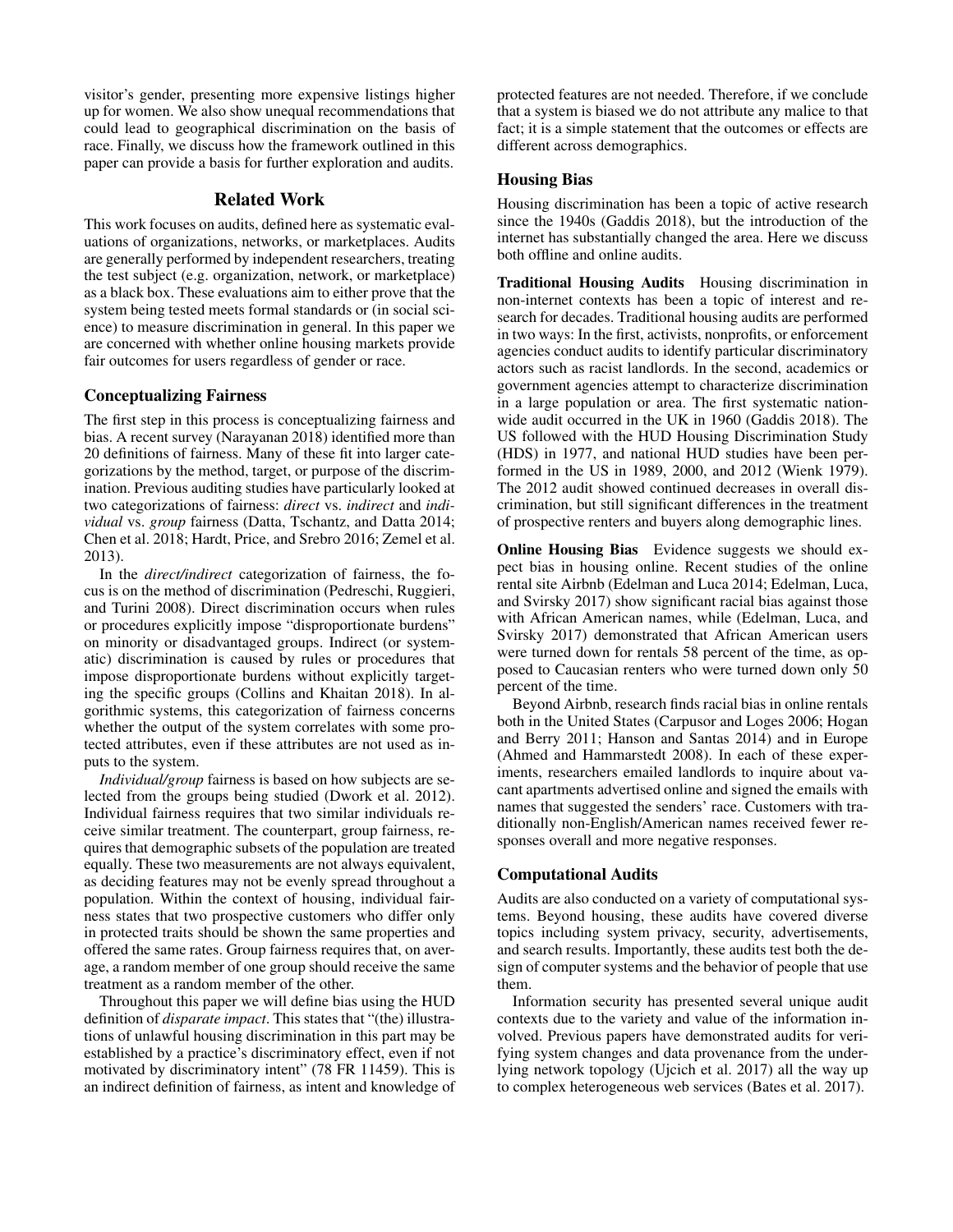visitor's gender, presenting more expensive listings higher up for women. We also show unequal recommendations that could lead to geographical discrimination on the basis of race. Finally, we discuss how the framework outlined in this paper can provide a basis for further exploration and audits.

## Related Work

This work focuses on audits, defined here as systematic evaluations of organizations, networks, or marketplaces. Audits are generally performed by independent researchers, treating the test subject (e.g. organization, network, or marketplace) as a black box. These evaluations aim to either prove that the system being tested meets formal standards or (in social science) to measure discrimination in general. In this paper we are concerned with whether online housing markets provide fair outcomes for users regardless of gender or race.

### Conceptualizing Fairness

The first step in this process is conceptualizing fairness and bias. A recent survey (Narayanan 2018) identified more than 20 definitions of fairness. Many of these fit into larger categorizations by the method, target, or purpose of the discrimination. Previous auditing studies have particularly looked at two categorizations of fairness: *direct* vs. *indirect* and *individual* vs. *group* fairness (Datta, Tschantz, and Datta 2014; Chen et al. 2018; Hardt, Price, and Srebro 2016; Zemel et al. 2013).

In the *direct/indirect* categorization of fairness, the focus is on the method of discrimination (Pedreschi, Ruggieri, and Turini 2008). Direct discrimination occurs when rules or procedures explicitly impose "disproportionate burdens" on minority or disadvantaged groups. Indirect (or systematic) discrimination is caused by rules or procedures that impose disproportionate burdens without explicitly targeting the specific groups (Collins and Khaitan 2018). In algorithmic systems, this categorization of fairness concerns whether the output of the system correlates with some protected attributes, even if these attributes are not used as inputs to the system.

*Individual/group* fairness is based on how subjects are selected from the groups being studied (Dwork et al. 2012). Individual fairness requires that two similar individuals receive similar treatment. The counterpart, group fairness, requires that demographic subsets of the population are treated equally. These two measurements are not always equivalent, as deciding features may not be evenly spread throughout a population. Within the context of housing, individual fairness states that two prospective customers who differ only in protected traits should be shown the same properties and offered the same rates. Group fairness requires that, on average, a random member of one group should receive the same treatment as a random member of the other.

Throughout this paper we will define bias using the HUD definition of *disparate impact*. This states that "(the) illustrations of unlawful housing discrimination in this part may be established by a practice's discriminatory effect, even if not motivated by discriminatory intent" (78 FR 11459). This is an indirect definition of fairness, as intent and knowledge of protected features are not needed. Therefore, if we conclude that a system is biased we do not attribute any malice to that fact; it is a simple statement that the outcomes or effects are different across demographics.

### Housing Bias

Housing discrimination has been a topic of active research since the 1940s (Gaddis 2018), but the introduction of the internet has substantially changed the area. Here we discuss both offline and online audits.

**Traditional Housing Audits** Housing discrimination in non-internet contexts has been a topic of interest and research for decades. Traditional housing audits are performed in two ways: In the first, activists, nonprofits, or enforcement agencies conduct audits to identify particular discriminatory actors such as racist landlords. In the second, academics or government agencies attempt to characterize discrimination in a large population or area. The first systematic nationwide audit occurred in the UK in 1960 (Gaddis 2018). The US followed with the HUD Housing Discrimination Study (HDS) in 1977, and national HUD studies have been performed in the US in 1989, 2000, and 2012 (Wienk 1979). The 2012 audit showed continued decreases in overall discrimination, but still significant differences in the treatment of prospective renters and buyers along demographic lines.

**Online Housing Bias** Evidence suggests we should expect bias in housing online. Recent studies of the online rental site Airbnb (Edelman and Luca 2014; Edelman, Luca, and Svirsky 2017) show significant racial bias against those with African American names, while (Edelman, Luca, and Svirsky 2017) demonstrated that African American users were turned down for rentals 58 percent of the time, as opposed to Caucasian renters who were turned down only 50 percent of the time.

Beyond Airbnb, research finds racial bias in online rentals both in the United States (Carpusor and Loges 2006; Hogan and Berry 2011; Hanson and Santas 2014) and in Europe (Ahmed and Hammarstedt 2008). In each of these experiments, researchers emailed landlords to inquire about vacant apartments advertised online and signed the emails with names that suggested the senders' race. Customers with traditionally non-English/American names received fewer responses overall and more negative responses.

### Computational Audits

Audits are also conducted on a variety of computational systems. Beyond housing, these audits have covered diverse topics including system privacy, security, advertisements, and search results. Importantly, these audits test both the design of computer systems and the behavior of people that use them.

Information security has presented several unique audit contexts due to the variety and value of the information involved. Previous papers have demonstrated audits for verifying system changes and data provenance from the underlying network topology (Ujcich et al. 2017) all the way up to complex heterogeneous web services (Bates et al. 2017).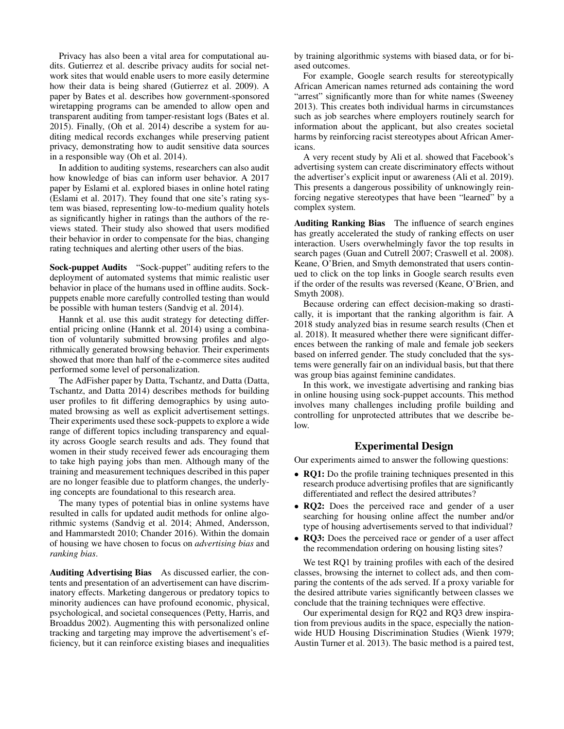Privacy has also been a vital area for computational audits. Gutierrez et al. describe privacy audits for social network sites that would enable users to more easily determine how their data is being shared (Gutierrez et al. 2009). A paper by Bates et al. describes how government-sponsored wiretapping programs can be amended to allow open and transparent auditing from tamper-resistant logs (Bates et al. 2015). Finally, (Oh et al. 2014) describe a system for auditing medical records exchanges while preserving patient privacy, demonstrating how to audit sensitive data sources in a responsible way (Oh et al. 2014).

In addition to auditing systems, researchers can also audit how knowledge of bias can inform user behavior. A 2017 paper by Eslami et al. explored biases in online hotel rating (Eslami et al. 2017). They found that one site's rating system was biased, representing low-to-medium quality hotels as significantly higher in ratings than the authors of the reviews stated. Their study also showed that users modified their behavior in order to compensate for the bias, changing rating techniques and alerting other users of the bias.

**Sock-puppet Audits** "Sock-puppet" auditing refers to the deployment of automated systems that mimic realistic user behavior in place of the humans used in offline audits. Sock-puppets enable more carefully controlled testing than would be possible with human testers (Sandvig et al. 2014).

Hannk et al. use this audit strategy for detecting differential pricing online (Hannk et al. 2014) using a combination of voluntarily submitted browsing profiles and algorithmically generated browsing behavior. Their experiments showed that more than half of the e-commerce sites audited performed some level of personalization.

The AdFisher paper by Datta, Tschantz, and Datta (Datta, Tschantz, and Datta 2014) describes methods for building user profiles to fit differing demographics by using automated browsing as well as explicit advertisement settings. Their experiments used these sock-puppets to explore a wide range of different topics including transparency and equality across Google search results and ads. They found that women in their study received fewer ads encouraging them to take high paying jobs than men. Although many of the training and measurement techniques described in this paper are no longer feasible due to platform changes, the underlying concepts are foundational to this research area.

The many types of potential bias in online systems have resulted in calls for updated audit methods for online algorithmic systems (Sandvig et al. 2014; Ahmed, Andersson, and Hammarstedt 2010; Chander 2016). Within the domain of housing we have chosen to focus on *advertising bias* and *ranking bias*.

**Auditing Advertising Bias** As discussed earlier, the contents and presentation of an advertisement can have discriminatory effects. Marketing dangerous or predatory topics to minority audiences can have profound economic, physical, psychological, and societal consequences (Petty, Harris, and Broaddus 2002). Augmenting this with personalized online tracking and targeting may improve the advertisement's efficiency, but it can reinforce existing biases and inequalities by training algorithmic systems with biased data, or for biased outcomes.

For example, Google search results for stereotypically African American names returned ads containing the word "arrest" significantly more than for white names (Sweeney 2013). This creates both individual harms in circumstances such as job searches where employers routinely search for information about the applicant, but also creates societal harms by reinforcing racist stereotypes about African Americans.

A very recent study by Ali et al. showed that Facebook's advertising system can create discriminatory effects without the advertiser's explicit input or awareness (Ali et al. 2019). This presents a dangerous possibility of unknowingly reinforcing negative stereotypes that have been "learned" by a complex system.

**Auditing Ranking Bias** The influence of search engines has greatly accelerated the study of ranking effects on user interaction. Users overwhelmingly favor the top results in search pages (Guan and Cutrell 2007; Craswell et al. 2008). Keane, O'Brien, and Smyth demonstrated that users continued to click on the top links in Google search results even if the order of the results was reversed (Keane, O'Brien, and Smyth 2008).

Because ordering can effect decision-making so drastically, it is important that the ranking algorithm is fair. A 2018 study analyzed bias in resume search results (Chen et al. 2018). It measured whether there were significant differences between the ranking of male and female job seekers based on inferred gender. The study concluded that the systems were generally fair on an individual basis, but that there was group bias against feminine candidates.

In this work, we investigate advertising and ranking bias in online housing using sock-puppet accounts. This method involves many challenges including profile building and controlling for unprotected attributes that we describe below.

## Experimental Design

Our experiments aimed to answer the following questions:

- **RQ1:** Do the profile training techniques presented in this research produce advertising profiles that are significantly differentiated and reflect the desired attributes?
- **RQ2:** Does the perceived race and gender of a user searching for housing online affect the number and/or type of housing advertisements served to that individual?
- **RQ3:** Does the perceived race or gender of a user affect the recommendation ordering on housing listing sites?

We test RQ1 by training profiles with each of the desired classes, browsing the internet to collect ads, and then comparing the contents of the ads served. If a proxy variable for the desired attribute varies significantly between classes we conclude that the training techniques were effective.

Our experimental design for RQ2 and RQ3 drew inspiration from previous audits in the space, especially the nationwide HUD Housing Discrimination Studies (Wienk 1979; Austin Turner et al. 2013). The basic method is a paired test,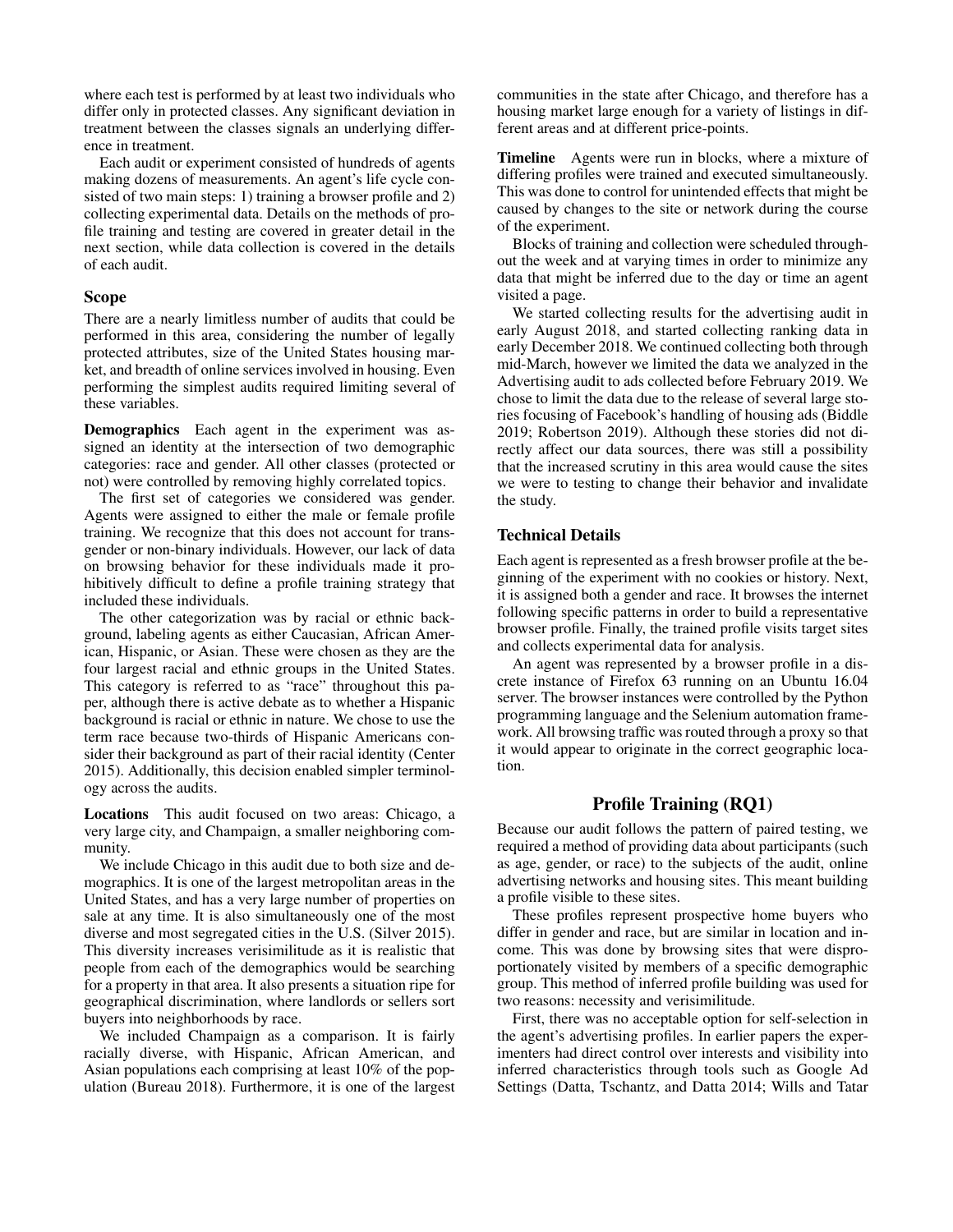where each test is performed by at least two individuals who differ only in protected classes. Any significant deviation in treatment between the classes signals an underlying difference in treatment.

Each audit or experiment consisted of hundreds of agents making dozens of measurements. An agent's life cycle consisted of two main steps: 1) training a browser profile and 2) collecting experimental data. Details on the methods of profile training and testing are covered in greater detail in the next section, while data collection is covered in the details of each audit.

### Scope

There are a nearly limitless number of audits that could be performed in this area, considering the number of legally protected attributes, size of the United States housing market, and breadth of online services involved in housing. Even performing the simplest audits required limiting several of these variables.

**Demographics** Each agent in the experiment was assigned an identity at the intersection of two demographic categories: race and gender. All other classes (protected or not) were controlled by removing highly correlated topics.

The first set of categories we considered was gender. Agents were assigned to either the male or female profile training. We recognize that this does not account for transgender or non-binary individuals. However, our lack of data on browsing behavior for these individuals made it prohibitively difficult to define a profile training strategy that included these individuals.

The other categorization was by racial or ethnic background, labeling agents as either Caucasian, African American, Hispanic, or Asian. These were chosen as they are the four largest racial and ethnic groups in the United States. This category is referred to as "race" throughout this paper, although there is active debate as to whether a Hispanic background is racial or ethnic in nature. We chose to use the term race because two-thirds of Hispanic Americans consider their background as part of their racial identity (Center 2015). Additionally, this decision enabled simpler terminology across the audits.

**Locations** This audit focused on two areas: Chicago, a very large city, and Champaign, a smaller neighboring community.

We include Chicago in this audit due to both size and demographics. It is one of the largest metropolitan areas in the United States, and has a very large number of properties on sale at any time. It is also simultaneously one of the most diverse and most segregated cities in the U.S. (Silver 2015). This diversity increases verisimilitude as it is realistic that people from each of the demographics would be searching for a property in that area. It also presents a situation ripe for geographical discrimination, where landlords or sellers sort buyers into neighborhoods by race.

We included Champaign as a comparison. It is fairly racially diverse, with Hispanic, African American, and Asian populations each comprising at least 10% of the population (Bureau 2018). Furthermore, it is one of the largest communities in the state after Chicago, and therefore has a housing market large enough for a variety of listings in different areas and at different price-points.

**Timeline** Agents were run in blocks, where a mixture of differing profiles were trained and executed simultaneously. This was done to control for unintended effects that might be caused by changes to the site or network during the course of the experiment.

Blocks of training and collection were scheduled throughout the week and at varying times in order to minimize any data that might be inferred due to the day or time an agent visited a page.

We started collecting results for the advertising audit in early August 2018, and started collecting ranking data in early December 2018. We continued collecting both through mid-March, however we limited the data we analyzed in the Advertising audit to ads collected before February 2019. We chose to limit the data due to the release of several large stories focusing of Facebook's handling of housing ads (Biddle 2019; Robertson 2019). Although these stories did not directly affect our data sources, there was still a possibility that the increased scrutiny in this area would cause the sites we were to testing to change their behavior and invalidate the study.

### Technical Details

Each agent is represented as a fresh browser profile at the beginning of the experiment with no cookies or history. Next, it is assigned both a gender and race. It browses the internet following specific patterns in order to build a representative browser profile. Finally, the trained profile visits target sites and collects experimental data for analysis.

An agent was represented by a browser profile in a discrete instance of Firefox 63 running on an Ubuntu 16.04 server. The browser instances were controlled by the Python programming language and the Selenium automation framework. All browsing traffic was routed through a proxy so that it would appear to originate in the correct geographic location.

## Profile Training (RQ1)

Because our audit follows the pattern of paired testing, we required a method of providing data about participants (such as age, gender, or race) to the subjects of the audit, online advertising networks and housing sites. This meant building a profile visible to these sites.

These profiles represent prospective home buyers who differ in gender and race, but are similar in location and income. This was done by browsing sites that were disproportionately visited by members of a specific demographic group. This method of inferred profile building was used for two reasons: necessity and verisimilitude.

First, there was no acceptable option for self-selection in the agent's advertising profiles. In earlier papers the experimenters had direct control over interests and visibility into inferred characteristics through tools such as Google Ad Settings (Datta, Tschantz, and Datta 2014; Wills and Tatar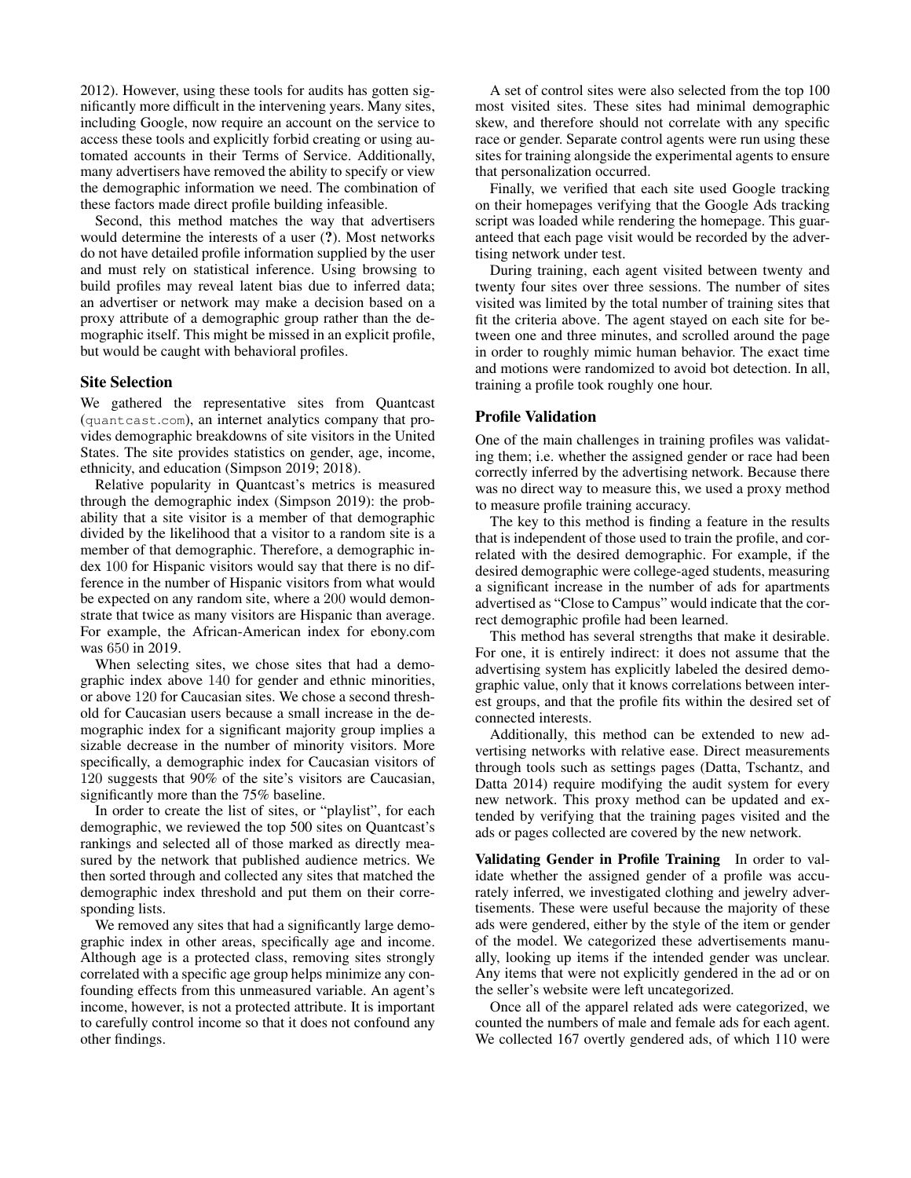2012). However, using these tools for audits has gotten significantly more difficult in the intervening years. Many sites, including Google, now require an account on the service to access these tools and explicitly forbid creating or using automated accounts in their Terms of Service. Additionally, many advertisers have removed the ability to specify or view the demographic information we need. The combination of these factors made direct profile building infeasible.

Second, this method matches the way that advertisers would determine the interests of a user (?). Most networks do not have detailed profile information supplied by the user and must rely on statistical inference. Using browsing to build profiles may reveal latent bias due to inferred data; an advertiser or network may make a decision based on a proxy attribute of a demographic group rather than the demographic itself. This might be missed in an explicit profile, but would be caught with behavioral profiles.

## Site Selection

We gathered the representative sites from Quantcast (quantcast.com), an internet analytics company that provides demographic breakdowns of site visitors in the United States. The site provides statistics on gender, age, income, ethnicity, and education (Simpson 2019; 2018).

Relative popularity in Quantcast's metrics is measured through the demographic index (Simpson 2019): the probability that a site visitor is a member of that demographic divided by the likelihood that a visitor to a random site is a member of that demographic. Therefore, a demographic index 100 for Hispanic visitors would say that there is no difference in the number of Hispanic visitors from what would be expected on any random site, where a 200 would demonstrate that twice as many visitors are Hispanic than average. For example, the African-American index for ebony.com was 650 in 2019.

When selecting sites, we chose sites that had a demographic index above 140 for gender and ethnic minorities, or above 120 for Caucasian sites. We chose a second threshold for Caucasian users because a small increase in the demographic index for a significant majority group implies a sizable decrease in the number of minority visitors. More specifically, a demographic index for Caucasian visitors of 120 suggests that 90% of the site's visitors are Caucasian, significantly more than the 75% baseline.

In order to create the list of sites, or "playlist", for each demographic, we reviewed the top 500 sites on Quantcast's rankings and selected all of those marked as directly measured by the network that published audience metrics. We then sorted through and collected any sites that matched the demographic index threshold and put them on their corresponding lists.

We removed any sites that had a significantly large demographic index in other areas, specifically age and income. Although age is a protected class, removing sites strongly correlated with a specific age group helps minimize any confounding effects from this unmeasured variable. An agent's income, however, is not a protected attribute. It is important to carefully control income so that it does not confound any other findings.

A set of control sites were also selected from the top 100 most visited sites. These sites had minimal demographic skew, and therefore should not correlate with any specific race or gender. Separate control agents were run using these sites for training alongside the experimental agents to ensure that personalization occurred.

Finally, we verified that each site used Google tracking on their homepages verifying that the Google Ads tracking script was loaded while rendering the homepage. This guaranteed that each page visit would be recorded by the advertising network under test.

During training, each agent visited between twenty and twenty four sites over three sessions. The number of sites visited was limited by the total number of training sites that fit the criteria above. The agent stayed on each site for between one and three minutes, and scrolled around the page in order to roughly mimic human behavior. The exact time and motions were randomized to avoid bot detection. In all, training a profile took roughly one hour.

## Profile Validation

One of the main challenges in training profiles was validating them; i.e. whether the assigned gender or race had been correctly inferred by the advertising network. Because there was no direct way to measure this, we used a proxy method to measure profile training accuracy.

The key to this method is finding a feature in the results that is independent of those used to train the profile, and correlated with the desired demographic. For example, if the desired demographic were college-aged students, measuring a significant increase in the number of ads for apartments advertised as "Close to Campus" would indicate that the correct demographic profile had been learned.

This method has several strengths that make it desirable. For one, it is entirely indirect: it does not assume that the advertising system has explicitly labeled the desired demographic value, only that it knows correlations between interest groups, and that the profile fits within the desired set of connected interests.

Additionally, this method can be extended to new advertising networks with relative ease. Direct measurements through tools such as settings pages (Datta, Tschantz, and Datta 2014) require modifying the audit system for every new network. This proxy method can be updated and extended by verifying that the training pages visited and the ads or pages collected are covered by the new network.

**Validating Gender in Profile Training** In order to validate whether the assigned gender of a profile was accurately inferred, we investigated clothing and jewelry advertisements. These were useful because the majority of these ads were gendered, either by the style of the item or gender of the model. We categorized these advertisements manually, looking up items if the intended gender was unclear. Any items that were not explicitly gendered in the ad or on the seller's website were left uncategorized.

Once all of the apparel related ads were categorized, we counted the numbers of male and female ads for each agent. We collected 167 overtly gendered ads, of which 110 were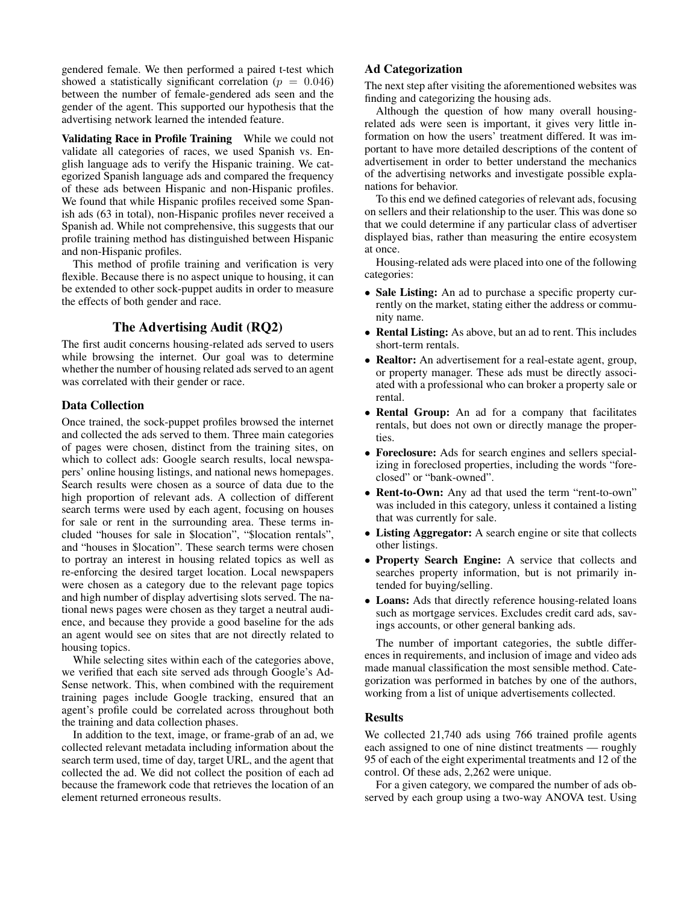gendered female. We then performed a paired t-test which showed a statistically significant correlation ($p = 0.046$) between the number of female-gendered ads seen and the gender of the agent. This supported our hypothesis that the advertising network learned the intended feature.

**Validating Race in Profile Training** While we could not validate all categories of races, we used Spanish vs. English language ads to verify the Hispanic training. We categorized Spanish language ads and compared the frequency of these ads between Hispanic and non-Hispanic profiles. We found that while Hispanic profiles received some Spanish ads (63 in total), non-Hispanic profiles never received a Spanish ad. While not comprehensive, this suggests that our profile training method has distinguished between Hispanic and non-Hispanic profiles.

This method of profile training and verification is very flexible. Because there is no aspect unique to housing, it can be extended to other sock-puppet audits in order to measure the effects of both gender and race.

## The Advertising Audit (RQ2)

The first audit concerns housing-related ads served to users while browsing the internet. Our goal was to determine whether the number of housing related ads served to an agent was correlated with their gender or race.

### Data Collection

Once trained, the sock-puppet profiles browsed the internet and collected the ads served to them. Three main categories of pages were chosen, distinct from the training sites, on which to collect ads: Google search results, local newspapers' online housing listings, and national news homepages. Search results were chosen as a source of data due to the high proportion of relevant ads. A collection of different search terms were used by each agent, focusing on houses for sale or rent in the surrounding area. These terms included "houses for sale in $location", "$location rentals", and "houses in $location". These search terms were chosen to portray an interest in housing related topics as well as re-enforcing the desired target location. Local newspapers were chosen as a category due to the relevant page topics and high number of display advertising slots served. The national news pages were chosen as they target a neutral audience, and because they provide a good baseline for the ads an agent would see on sites that are not directly related to housing topics.

While selecting sites within each of the categories above, we verified that each site served ads through Google's AdSense network. This, when combined with the requirement training pages include Google tracking, ensured that an agent's profile could be correlated across throughout both the training and data collection phases.

In addition to the text, image, or frame-grab of an ad, we collected relevant metadata including information about the search term used, time of day, target URL, and the agent that collected the ad. We did not collect the position of each ad because the framework code that retrieves the location of an element returned erroneous results.

### Ad Categorization

The next step after visiting the aforementioned websites was finding and categorizing the housing ads.

Although the question of how many overall housing-related ads were seen is important, it gives very little information on how the users' treatment differed. It was important to have more detailed descriptions of the content of advertisement in order to better understand the mechanics of the advertising networks and investigate possible explanations for behavior.

To this end we defined categories of relevant ads, focusing on sellers and their relationship to the user. This was done so that we could determine if any particular class of advertiser displayed bias, rather than measuring the entire ecosystem at once.

Housing-related ads were placed into one of the following categories:

- **Sale Listing:** An ad to purchase a specific property currently on the market, stating either the address or community name.
- **Rental Listing:** As above, but an ad to rent. This includes short-term rentals.
- **Realtor:** An advertisement for a real-estate agent, group, or property manager. These ads must be directly associated with a professional who can broker a property sale or rental.
- **Rental Group:** An ad for a company that facilitates rentals, but does not own or directly manage the properties.
- **Foreclosure:** Ads for search engines and sellers specializing in foreclosed properties, including the words "foreclosed" or "bank-owned".
- **Rent-to-Own:** Any ad that used the term "rent-to-own" was included in this category, unless it contained a listing that was currently for sale.
- **Listing Aggregator:** A search engine or site that collects other listings.
- **Property Search Engine:** A service that collects and searches property information, but is not primarily intended for buying/selling.
- **Loans:** Ads that directly reference housing-related loans such as mortgage services. Excludes credit card ads, savings accounts, or other general banking ads.

The number of important categories, the subtle differences in requirements, and inclusion of image and video ads made manual classification the most sensible method. Categorization was performed in batches by one of the authors, working from a list of unique advertisements collected.

### Results

We collected 21,740 ads using 766 trained profile agents each assigned to one of nine distinct treatments — roughly 95 of each of the eight experimental treatments and 12 of the control. Of these ads, 2,262 were unique.

For a given category, we compared the number of ads observed by each group using a two-way ANOVA test. Using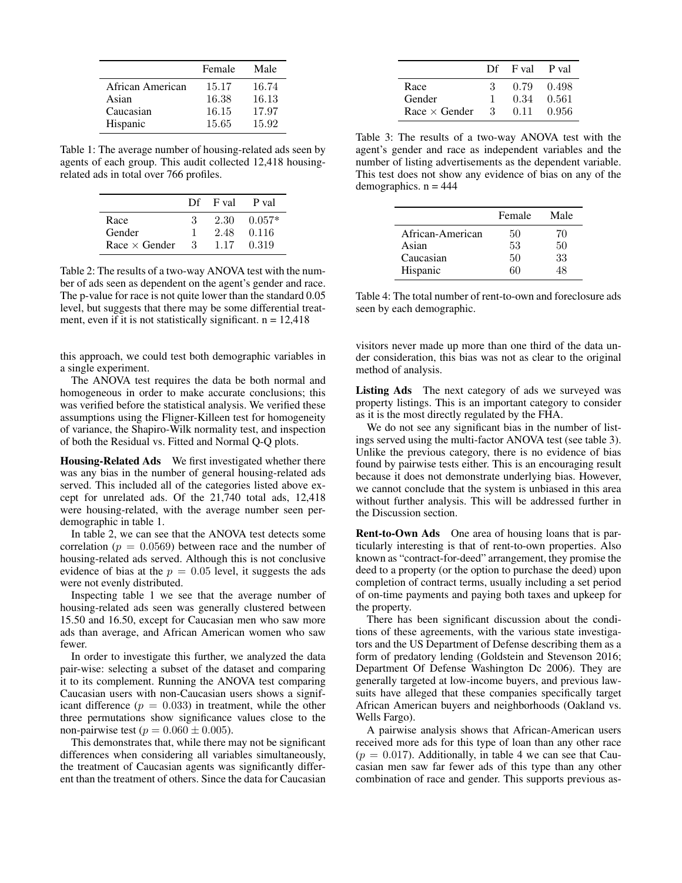| | Female | Male |
|---|---|---|
| African American | 15.17 | 16.74 |
| Asian | 16.38 | 16.13 |
| Caucasian | 16.15 | 17.97 |
| Hispanic | 15.65 | 15.92 |

Table 1: The average number of housing-related ads seen by agents of each group. This audit collected 12,418 housing-related ads in total over 766 profiles.

| | Df | F val | P val |
|---|---|---|---|
| Race | 3 | 2.30 | 0.057* |
| Gender | 1 | 2.48 | 0.116 |
| Race × Gender | 3 | 1.17 | 0.319 |

Table 2: The results of a two-way ANOVA test with the number of ads seen as dependent on the agent's gender and race. The p-value for race is not quite lower than the standard 0.05 level, but suggests that there may be some differential treatment, even if it is not statistically significant. n = 12,418

this approach, we could test both demographic variables in a single experiment.

The ANOVA test requires the data be both normal and homogeneous in order to make accurate conclusions; this was verified before the statistical analysis. We verified these assumptions using the Fligner-Killeen test for homogeneity of variance, the Shapiro-Wilk normality test, and inspection of both the Residual vs. Fitted and Normal Q-Q plots.

**Housing-Related Ads** We first investigated whether there was any bias in the number of general housing-related ads served. This included all of the categories listed above except for unrelated ads. Of the 21,740 total ads, 12,418 were housing-related, with the average number seen per-demographic in table 1.

In table 2, we can see that the ANOVA test detects some correlation ($p = 0.0569$) between race and the number of housing-related ads served. Although this is not conclusive evidence of bias at the $p = 0.05$ level, it suggests the ads were not evenly distributed.

Inspecting table 1 we see that the average number of housing-related ads seen was generally clustered between 15.50 and 16.50, except for Caucasian men who saw more ads than average, and African American women who saw fewer.

In order to investigate this further, we analyzed the data pair-wise: selecting a subset of the dataset and comparing it to its complement. Running the ANOVA test comparing Caucasian users with non-Caucasian users shows a significant difference ($p = 0.033$) in treatment, while the other three permutations show significance values close to the non-pairwise test ($p = 0.060 \pm 0.005$).

This demonstrates that, while there may not be significant differences when considering all variables simultaneously, the treatment of Caucasian agents was significantly different than the treatment of others. Since the data for Caucasian visitors never made up more than one third of the data under consideration, this bias was not as clear to the original method of analysis.

| | Df | F val | P val |
|---|---|---|---|
| Race | 3 | 0.79 | 0.498 |
| Gender | 1 | 0.34 | 0.561 |
| Race × Gender | 3 | 0.11 | 0.956 |

Table 3: The results of a two-way ANOVA test with the agent's gender and race as independent variables and the number of listing advertisements as the dependent variable. This test does not show any evidence of bias on any of the demographics. n = 444

| | Female | Male |
|---|---|---|
| African-American | 50 | 70 |
| Asian | 53 | 50 |
| Caucasian | 50 | 33 |
| Hispanic | 60 | 48 |

Table 4: The total number of rent-to-own and foreclosure ads seen by each demographic.

**Listing Ads** The next category of ads we surveyed was property listings. This is an important category to consider as it is the most directly regulated by the FHA.

We do not see any significant bias in the number of listings served using the multi-factor ANOVA test (see table 3). Unlike the previous category, there is no evidence of bias found by pairwise tests either. This is an encouraging result because it does not demonstrate underlying bias. However, we cannot conclude that the system is unbiased in this area without further analysis. This will be addressed further in the Discussion section.

**Rent-to-Own Ads** One area of housing loans that is particularly interesting is that of rent-to-own properties. Also known as "contract-for-deed" arrangement, they promise the deed to a property (or the option to purchase the deed) upon completion of contract terms, usually including a set period of on-time payments and paying both taxes and upkeep for the property.

There has been significant discussion about the conditions of these agreements, with the various state investigators and the US Department of Defense describing them as a form of predatory lending (Goldstein and Stevenson 2016; Department Of Defense Washington Dc 2006). They are generally targeted at low-income buyers, and previous lawsuits have alleged that these companies specifically target African American buyers and neighborhoods (Oakland vs. Wells Fargo).

A pairwise analysis shows that African-American users received more ads for this type of loan than any other race ($p = 0.017$). Additionally, in table 4 we can see that Caucasian men saw far fewer ads of this type than any other combination of race and gender. This supports previous as-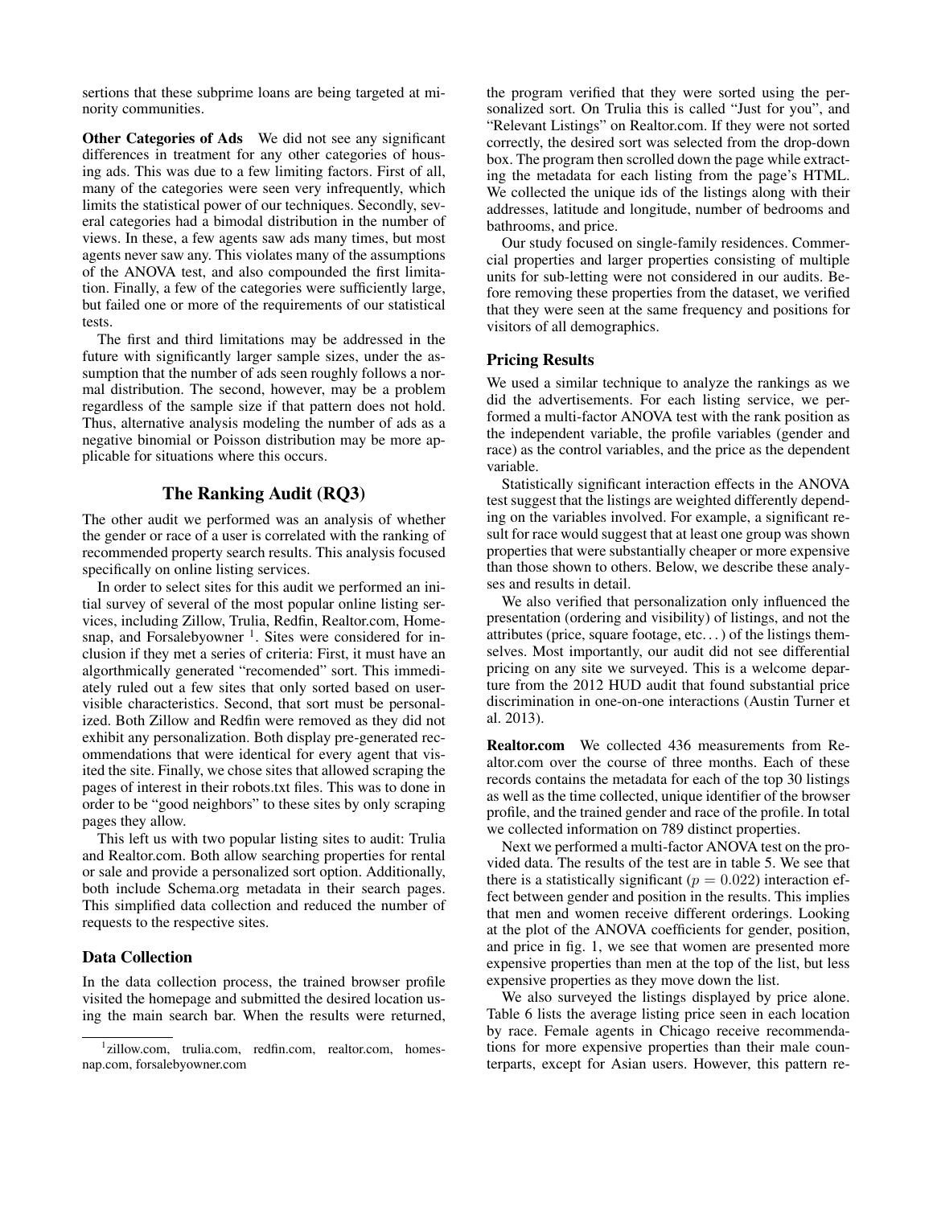sertions that these subprime loans are being targeted at minority communities.

**Other Categories of Ads** We did not see any significant differences in treatment for any other categories of housing ads. This was due to a few limiting factors. First of all, many of the categories were seen very infrequently, which limits the statistical power of our techniques. Secondly, several categories had a bimodal distribution in the number of views. In these, a few agents saw ads many times, but most agents never saw any. This violates many of the assumptions of the ANOVA test, and also compounded the first limitation. Finally, a few of the categories were sufficiently large, but failed one or more of the requirements of our statistical tests.

The first and third limitations may be addressed in the future with significantly larger sample sizes, under the assumption that the number of ads seen roughly follows a normal distribution. The second, however, may be a problem regardless of the sample size if that pattern does not hold. Thus, alternative analysis modeling the number of ads as a negative binomial or Poisson distribution may be more applicable for situations where this occurs.

## The Ranking Audit (RQ3)

The other audit we performed was an analysis of whether the gender or race of a user is correlated with the ranking of recommended property search results. This analysis focused specifically on online listing services.

In order to select sites for this audit we performed an initial survey of several of the most popular online listing services, including Zillow, Trulia, Redfin, Realtor.com, Homesnap, and Forsalebyowner [1]. Sites were considered for inclusion if they met a series of criteria: First, it must have an algorthmically generated "recomended" sort. This immediately ruled out a few sites that only sorted based on user-visible characteristics. Second, that sort must be personalized. Both Zillow and Redfin were removed as they did not exhibit any personalization. Both display pre-generated recommendations that were identical for every agent that visited the site. Finally, we chose sites that allowed scraping the pages of interest in their robots.txt files. This was to done in order to be "good neighbors" to these sites by only scraping pages they allow.

This left us with two popular listing sites to audit: Trulia and Realtor.com. Both allow searching properties for rental or sale and provide a personalized sort option. Additionally, both include Schema.org metadata in their search pages. This simplified data collection and reduced the number of requests to the respective sites.

### Data Collection

In the data collection process, the trained browser profile visited the homepage and submitted the desired location using the main search bar. When the results were returned, the program verified that they were sorted using the personalized sort. On Trulia this is called "Just for you", and "Relevant Listings" on Realtor.com. If they were not sorted correctly, the desired sort was selected from the drop-down box. The program then scrolled down the page while extracting the metadata for each listing from the page's HTML. We collected the unique ids of the listings along with their addresses, latitude and longitude, number of bedrooms and bathrooms, and price.

Our study focused on single-family residences. Commercial properties and larger properties consisting of multiple units for sub-letting were not considered in our audits. Before removing these properties from the dataset, we verified that they were seen at the same frequency and positions for visitors of all demographics.

### Pricing Results

We used a similar technique to analyze the rankings as we did the advertisements. For each listing service, we performed a multi-factor ANOVA test with the rank position as the independent variable, the profile variables (gender and race) as the control variables, and the price as the dependent variable.

Statistically significant interaction effects in the ANOVA test suggest that the listings are weighted differently depending on the variables involved. For example, a significant result for race would suggest that at least one group was shown properties that were substantially cheaper or more expensive than those shown to others. Below, we describe these analyses and results in detail.

We also verified that personalization only influenced the presentation (ordering and visibility) of listings, and not the attributes (price, square footage, etc. . . ) of the listings themselves. Most importantly, our audit did not see differential pricing on any site we surveyed. This is a welcome departure from the 2012 HUD audit that found substantial price discrimination in one-on-one interactions (Austin Turner et al. 2013).

**Realtor.com** We collected 436 measurements from Realtor.com over the course of three months. Each of these records contains the metadata for each of the top 30 listings as well as the time collected, unique identifier of the browser profile, and the trained gender and race of the profile. In total we collected information on 789 distinct properties.

Next we performed a multi-factor ANOVA test on the provided data. The results of the test are in table 5. We see that there is a statistically significant ($p = 0.022$) interaction effect between gender and position in the results. This implies that men and women receive different orderings. Looking at the plot of the ANOVA coefficients for gender, position, and price in fig. 1, we see that women are presented more expensive properties than men at the top of the list, but less expensive properties as they move down the list.

We also surveyed the listings displayed by price alone. Table 6 lists the average listing price seen in each location by race. Female agents in Chicago receive recommendations for more expensive properties than their male counterparts, except for Asian users. However, this pattern re-

[1] zillow.com, trulia.com, redfin.com, realtor.com, homesnap.com, forsalebyowner.com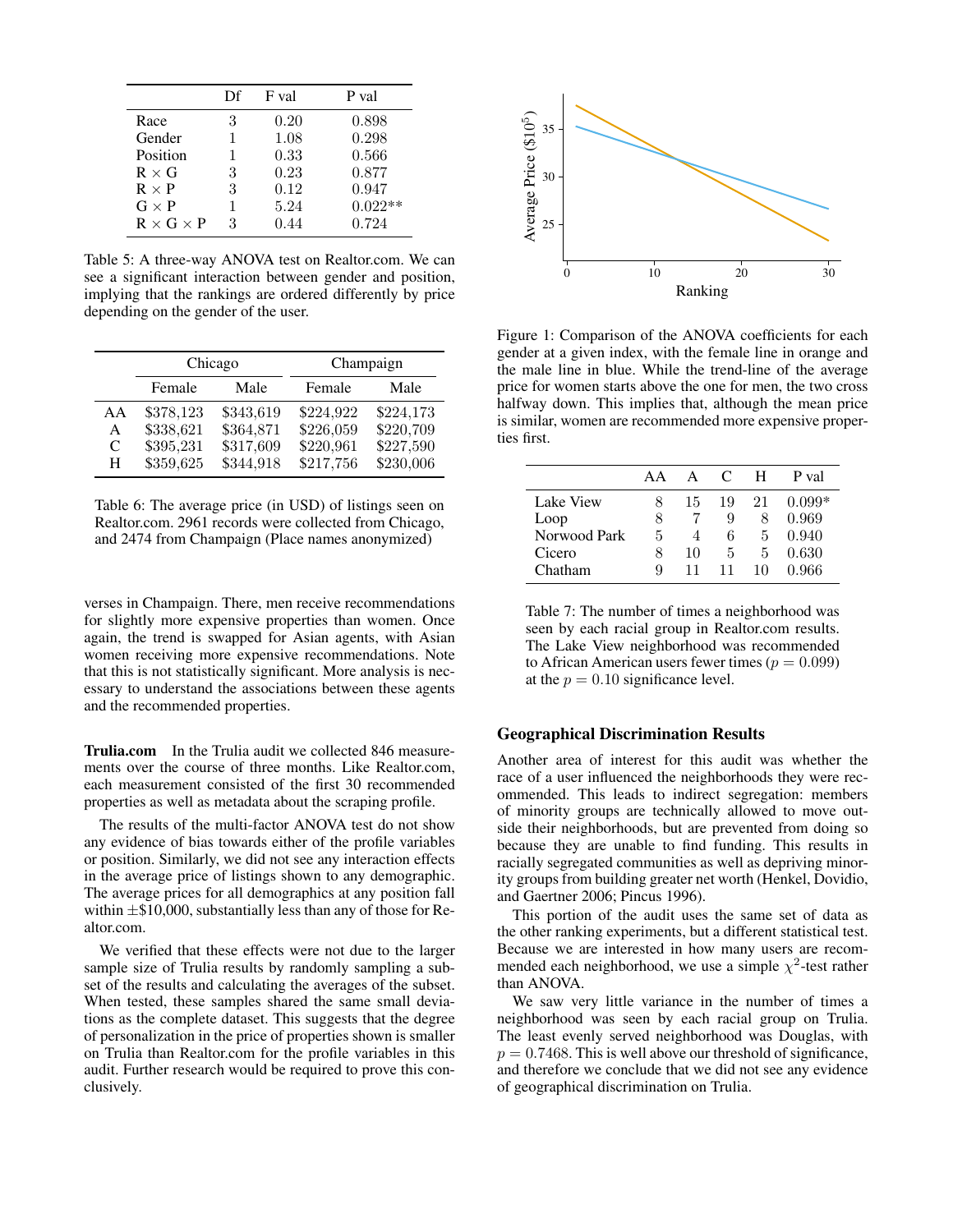|  | Df | F val | P val |
|---|---|---|---|
| Race | 3 | 0.20 | 0.898 |
| Gender | 1 | 1.08 | 0.298 |
| Position | 1 | 0.33 | 0.566 |
| R × G | 3 | 0.23 | 0.877 |
| R × P | 3 | 0.12 | 0.947 |
| G × P | 1 | 5.24 | 0.022** |
| R × G × P | 3 | 0.44 | 0.724 |

Table 5: A three-way ANOVA test on Realtor.com. We can see a significant interaction between gender and position, implying that the rankings are ordered differently by price depending on the gender of the user.

|  | Chicago |  | Champaign |  |
|---|---|---|---|---|
|  | Female | Male | Female | Male |
| AA | $378,123 | $343,619 | $224,922 | $224,173 |
| A | $338,621 | $364,871 | $226,059 | $220,709 |
| C | $395,231 | $317,609 | $220,961 | $227,590 |
| H | $359,625 | $344,918 | $217,756 | $230,006 |

Table 6: The average price (in USD) of listings seen on Realtor.com. 2961 records were collected from Chicago, and 2474 from Champaign (Place names anonymized)

verses in Champaign. There, men receive recommendations for slightly more expensive properties than women. Once again, the trend is swapped for Asian agents, with Asian women receiving more expensive recommendations. Note that this is not statistically significant. More analysis is necessary to understand the associations between these agents and the recommended properties.

**Trulia.com** In the Trulia audit we collected 846 measurements over the course of three months. Like Realtor.com, each measurement consisted of the first 30 recommended properties as well as metadata about the scraping profile.

The results of the multi-factor ANOVA test do not show any evidence of bias towards either of the profile variables or position. Similarly, we did not see any interaction effects in the average price of listings shown to any demographic. The average prices for all demographics at any position fall within ±$10,000, substantially less than any of those for Realtor.com.

We verified that these effects were not due to the larger sample size of Trulia results by randomly sampling a subset of the results and calculating the averages of the subset. When tested, these samples shared the same small deviations as the complete dataset. This suggests that the degree of personalization in the price of properties shown is smaller on Trulia than Realtor.com for the profile variables in this audit. Further research would be required to prove this conclusively.

Figure 1: Comparison of the ANOVA coefficients for each gender at a given index, with the female line in orange and the male line in blue. While the trend-line of the average price for women starts above the one for men, the two cross halfway down. This implies that, although the mean price is similar, women are recommended more expensive properties first.

|  | AA | A | C | H | P val |
|---|---|---|---|---|---|
| Lake View | 8 | 15 | 19 | 21 | 0.099* |
| Loop | 8 | 7 | 9 | 8 | 0.969 |
| Norwood Park | 5 | 4 | 6 | 5 | 0.940 |
| Cicero | 8 | 10 | 5 | 5 | 0.630 |
| Chatham | 9 | 11 | 11 | 10 | 0.966 |

Table 7: The number of times a neighborhood was seen by each racial group in Realtor.com results. The Lake View neighborhood was recommended to African American users fewer times ($p = 0.099$) at the $p = 0.10$ significance level.

### Geographical Discrimination Results

Another area of interest for this audit was whether the race of a user influenced the neighborhoods they were recommended. This leads to indirect segregation: members of minority groups are technically allowed to move outside their neighborhoods, but are prevented from doing so because they are unable to find funding. This results in racially segregated communities as well as depriving minority groups from building greater net worth (Henkel, Dovidio, and Gaertner 2006; Pincus 1996).

This portion of the audit uses the same set of data as the other ranking experiments, but a different statistical test. Because we are interested in how many users are recommended each neighborhood, we use a simple $\chi^2$-test rather than ANOVA.

We saw very little variance in the number of times a neighborhood was seen by each racial group on Trulia. The least evenly served neighborhood was Douglas, with $p = 0.7468$. This is well above our threshold of significance, and therefore we conclude that we did not see any evidence of geographical discrimination on Trulia.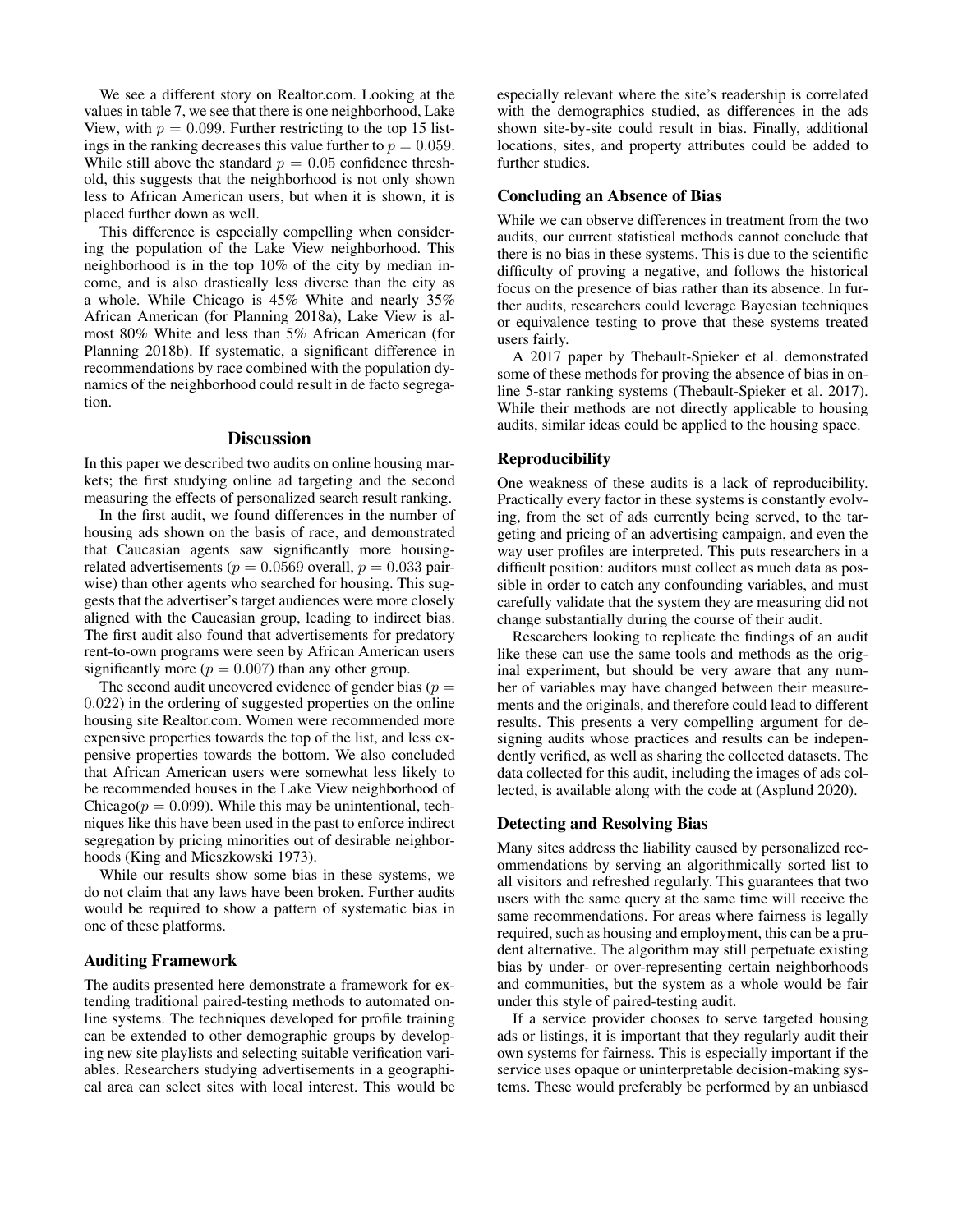We see a different story on Realtor.com. Looking at the values in table 7, we see that there is one neighborhood, Lake View, with $p = 0.099$. Further restricting to the top 15 listings in the ranking decreases this value further to $p = 0.059$. While still above the standard $p = 0.05$ confidence threshold, this suggests that the neighborhood is not only shown less to African American users, but when it is shown, it is placed further down as well.

This difference is especially compelling when considering the population of the Lake View neighborhood. This neighborhood is in the top 10% of the city by median income, and is also drastically less diverse than the city as a whole. While Chicago is 45% White and nearly 35% African American (for Planning 2018a), Lake View is almost 80% White and less than 5% African American (for Planning 2018b). If systematic, a significant difference in recommendations by race combined with the population dynamics of the neighborhood could result in de facto segregation.

## Discussion

In this paper we described two audits on online housing markets; the first studying online ad targeting and the second measuring the effects of personalized search result ranking.

In the first audit, we found differences in the number of housing ads shown on the basis of race, and demonstrated that Caucasian agents saw significantly more housing-related advertisements ($p = 0.0569$ overall, $p = 0.033$ pairwise) than other agents who searched for housing. This suggests that the advertiser's target audiences were more closely aligned with the Caucasian group, leading to indirect bias. The first audit also found that advertisements for predatory rent-to-own programs were seen by African American users significantly more ($p = 0.007$) than any other group.

The second audit uncovered evidence of gender bias ($p = 0.022$) in the ordering of suggested properties on the online housing site Realtor.com. Women were recommended more expensive properties towards the top of the list, and less expensive properties towards the bottom. We also concluded that African American users were somewhat less likely to be recommended houses in the Lake View neighborhood of Chicago($p = 0.099$). While this may be unintentional, techniques like this have been used in the past to enforce indirect segregation by pricing minorities out of desirable neighborhoods (King and Mieszkowski 1973).

While our results show some bias in these systems, we do not claim that any laws have been broken. Further audits would be required to show a pattern of systematic bias in one of these platforms.

### Auditing Framework

The audits presented here demonstrate a framework for extending traditional paired-testing methods to automated online systems. The techniques developed for profile training can be extended to other demographic groups by developing new site playlists and selecting suitable verification variables. Researchers studying advertisements in a geographical area can select sites with local interest. This would be especially relevant where the site's readership is correlated with the demographics studied, as differences in the ads shown site-by-site could result in bias. Finally, additional locations, sites, and property attributes could be added to further studies.

### Concluding an Absence of Bias

While we can observe differences in treatment from the two audits, our current statistical methods cannot conclude that there is no bias in these systems. This is due to the scientific difficulty of proving a negative, and follows the historical focus on the presence of bias rather than its absence. In further audits, researchers could leverage Bayesian techniques or equivalence testing to prove that these systems treated users fairly.

A 2017 paper by Thebault-Spieker et al. demonstrated some of these methods for proving the absence of bias in online 5-star ranking systems (Thebault-Spieker et al. 2017). While their methods are not directly applicable to housing audits, similar ideas could be applied to the housing space.

### Reproducibility

One weakness of these audits is a lack of reproducibility. Practically every factor in these systems is constantly evolving, from the set of ads currently being served, to the targeting and pricing of an advertising campaign, and even the way user profiles are interpreted. This puts researchers in a difficult position: auditors must collect as much data as possible in order to catch any confounding variables, and must carefully validate that the system they are measuring did not change substantially during the course of their audit.

Researchers looking to replicate the findings of an audit like these can use the same tools and methods as the original experiment, but should be very aware that any number of variables may have changed between their measurements and the originals, and therefore could lead to different results. This presents a very compelling argument for designing audits whose practices and results can be independently verified, as well as sharing the collected datasets. The data collected for this audit, including the images of ads collected, is available along with the code at (Asplund 2020).

### Detecting and Resolving Bias

Many sites address the liability caused by personalized recommendations by serving an algorithmically sorted list to all visitors and refreshed regularly. This guarantees that two users with the same query at the same time will receive the same recommendations. For areas where fairness is legally required, such as housing and employment, this can be a prudent alternative. The algorithm may still perpetuate existing bias by under- or over-representing certain neighborhoods and communities, but the system as a whole would be fair under this style of paired-testing audit.

If a service provider chooses to serve targeted housing ads or listings, it is important that they regularly audit their own systems for fairness. This is especially important if the service uses opaque or uninterpretable decision-making systems. These would preferably be performed by an unbiased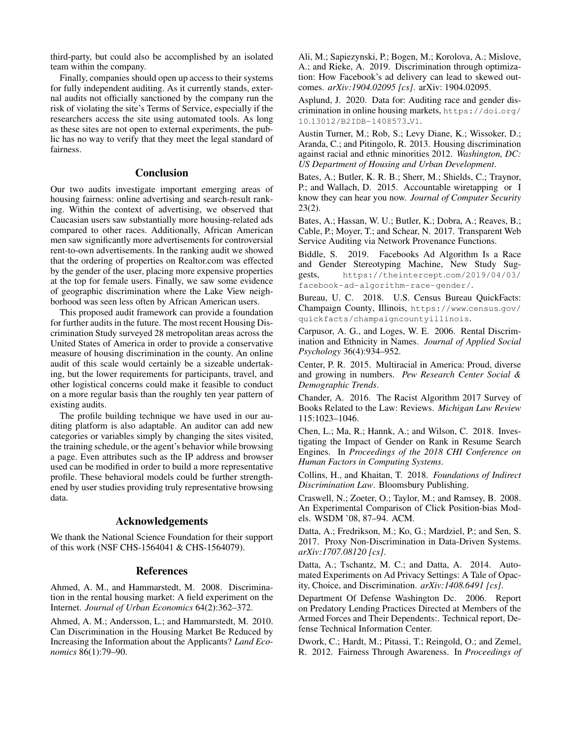third-party, but could also be accomplished by an isolated team within the company.

Finally, companies should open up access to their systems for fully independent auditing. As it currently stands, external audits not officially sanctioned by the company run the risk of violating the site's Terms of Service, especially if the researchers access the site using automated tools. As long as these sites are not open to external experiments, the public has no way to verify that they meet the legal standard of fairness.

## Conclusion

Our two audits investigate important emerging areas of housing fairness: online advertising and search-result ranking. Within the context of advertising, we observed that Caucasian users saw substantially more housing-related ads compared to other races. Additionally, African American men saw significantly more advertisements for controversial rent-to-own advertisements. In the ranking audit we showed that the ordering of properties on Realtor.com was effected by the gender of the user, placing more expensive properties at the top for female users. Finally, we saw some evidence of geographic discrimination where the Lake View neighborhood was seen less often by African American users.

This proposed audit framework can provide a foundation for further audits in the future. The most recent Housing Discrimination Study surveyed 28 metropolitan areas across the United States of America in order to provide a conservative measure of housing discrimination in the county. An online audit of this scale would certainly be a sizeable undertaking, but the lower requirements for participants, travel, and other logistical concerns could make it feasible to conduct on a more regular basis than the roughly ten year pattern of existing audits.

The profile building technique we have used in our auditing platform is also adaptable. An auditor can add new categories or variables simply by changing the sites visited, the training schedule, or the agent's behavior while browsing a page. Even attributes suchas the IP address and browser used can be modified in order to build a more representative profile. These behavioral models could be further strengthened by user studies providing truly representative browsing data.

## Acknowledgements

We thank the National Science Foundation for their support of this work (NSF CHS-1564041 & CHS-1564079).

## References

Ahmed, A. M., and Hammarstedt, M. 2008. Discrimination in the rental housing market: A field experiment on the Internet. *Journal of Urban Economics* 64(2):362–372.

Ahmed, A. M.; Andersson, L.; and Hammarstedt, M. 2010. Can Discrimination in the Housing Market Be Reduced by Increasing the Information about the Applicants? *Land Economics* 86(1):79–90.

Ali, M.; Sapiezynski, P.; Bogen, M.; Korolova, A.; Mislove, A.; and Rieke, A. 2019. Discrimination through optimization: How Facebook's ad delivery can lead to skewed outcomes. *arXiv:1904.02095 [cs]*. arXiv: 1904.02095.

Asplund, J. 2020. Data for: Auditing race and gender discrimination in online housing markets, https://doi.org/10.13012/B2IDB-1408573_V1.

Austin Turner, M.; Rob, S.; Levy Diane, K.; Wissoker, D.; Aranda, C.; and Pitingolo, R. 2013. Housing discrimination against racial and ethnic minorities 2012. *Washington, DC: US Department of Housing and Urban Development*.

Bates, A.; Butler, K. R. B.; Sherr, M.; Shields, C.; Traynor, P.; and Wallach, D. 2015. Accountable wiretapping or I know they can hear you now. *Journal of Computer Security* 23(2).

Bates, A.; Hassan, W. U.; Butler, K.; Dobra, A.; Reaves, B.; Cable, P.; Moyer, T.; and Schear, N. 2017. Transparent Web Service Auditing via Network Provenance Functions.

Biddle, S. 2019. Facebooks Ad Algorithm Is a Race and Gender Stereotyping Machine, New Study Suggests, https://theintercept.com/2019/04/03/facebook-ad-algorithm-race-gender/.

Bureau, U. C. 2018. U.S. Census Bureau QuickFacts: Champaign County, Illinois, https://www.census.gov/quickfacts/champaigncountyillinois.

Carpusor, A. G., and Loges, W. E. 2006. Rental Discrimination and Ethnicity in Names. *Journal of Applied Social Psychology* 36(4):934–952.

Center, P. R. 2015. Multiracial in America: Proud, diverse and growing in numbers. *Pew Research Center Social & Demographic Trends*.

Chander, A. 2016. The Racist Algorithm 2017 Survey of Books Related to the Law: Reviews. *Michigan Law Review* 115:1023–1046.

Chen, L.; Ma, R.; Hannk, A.; and Wilson, C. 2018. Investigating the Impact of Gender on Rank in Resume Search Engines. In *Proceedings of the 2018 CHI Conference on Human Factors in Computing Systems*.

Collins, H., and Khaitan, T. 2018. *Foundations of Indirect Discrimination Law*. Bloomsbury Publishing.

Craswell, N.; Zoeter, O.; Taylor, M.; and Ramsey, B. 2008. An Experimental Comparison of Click Position-bias Models. WSDM '08, 87–94. ACM.

Datta, A.; Fredrikson, M.; Ko, G.; Mardziel, P.; and Sen, S. 2017. Proxy Non-Discrimination in Data-Driven Systems. *arXiv:1707.08120 [cs]*.

Datta, A.; Tschantz, M. C.; and Datta, A. 2014. Automated Experiments on Ad Privacy Settings: A Tale of Opacity, Choice, and Discrimination. *arXiv:1408.6491 [cs]*.

Department Of Defense Washington Dc. 2006. Report on Predatory Lending Practices Directed at Members of the Armed Forces and Their Dependents:. Technical report, Defense Technical Information Center.

Dwork, C.; Hardt, M.; Pitassi, T.; Reingold, O.; and Zemel, R. 2012. Fairness Through Awareness. In *Proceedings of*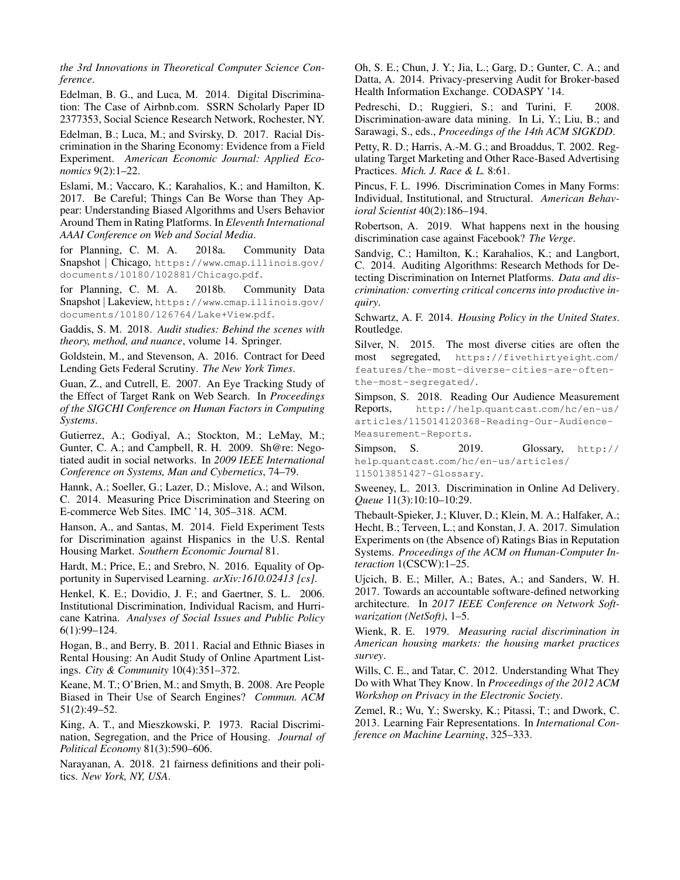*the 3rd Innovations in Theoretical Computer Science Conference*.

Edelman, B. G., and Luca, M. 2014. Digital Discrimination: The Case of Airbnb.com. SSRN Scholarly Paper ID 2377353, Social Science Research Network, Rochester, NY.

Edelman, B.; Luca, M.; and Svirsky, D. 2017. Racial Discrimination in the Sharing Economy: Evidence from a Field Experiment. *American Economic Journal: Applied Economics* 9(2):1–22.

Eslami, M.; Vaccaro, K.; Karahalios, K.; and Hamilton, K. 2017. Be Careful; Things Can Be Worse than They Appear: Understanding Biased Algorithms and Users Behavior Around Them in Rating Platforms. In *Eleventh International AAAI Conference on Web and Social Media*.

for Planning, C. M. A. 2018a. Community Data Snapshot | Chicago, https://www.cmap.illinois.gov/documents/10180/102881/Chicago.pdf.

for Planning, C. M. A. 2018b. Community Data Snapshot | Lakeview, https://www.cmap.illinois.gov/documents/10180/126764/Lake+View.pdf.

Gaddis, S. M. 2018. *Audit studies: Behind the scenes with theory, method, and nuance*, volume 14. Springer.

Goldstein, M., and Stevenson, A. 2016. Contract for Deed Lending Gets Federal Scrutiny. *The New York Times*.

Guan, Z., and Cutrell, E. 2007. An Eye Tracking Study of the Effect of Target Rank on Web Search. In *Proceedings of the SIGCHI Conference on Human Factors in Computing Systems*.

Gutierrez, A.; Godiyal, A.; Stockton, M.; LeMay, M.; Gunter, C. A.; and Campbell, R. H. 2009. Sh@re: Negotiated audit in social networks. In *2009 IEEE International Conference on Systems, Man and Cybernetics*, 74–79.

Hannk, A.; Soeller, G.; Lazer, D.; Mislove, A.; and Wilson, C. 2014. Measuring Price Discrimination and Steering on E-commerce Web Sites. IMC '14, 305–318. ACM.

Hanson, A., and Santas, M. 2014. Field Experiment Tests for Discrimination against Hispanics in the U.S. Rental Housing Market. *Southern Economic Journal* 81.

Hardt, M.; Price, E.; and Srebro, N. 2016. Equality of Opportunity in Supervised Learning. *arXiv:1610.02413 [cs]*.

Henkel, K. E.; Dovidio, J. F.; and Gaertner, S. L. 2006. Institutional Discrimination, Individual Racism, and Hurricane Katrina. *Analyses of Social Issues and Public Policy* 6(1):99–124.

Hogan, B., and Berry, B. 2011. Racial and Ethnic Biases in Rental Housing: An Audit Study of Online Apartment Listings. *City & Community* 10(4):351–372.

Keane, M. T.; O'Brien, M.; and Smyth, B. 2008. Are People Biased in Their Use of Search Engines? *Commun. ACM* 51(2):49–52.

King, A. T., and Mieszkowski, P. 1973. Racial Discrimination, Segregation, and the Price of Housing. *Journal of Political Economy* 81(3):590–606.

Narayanan, A. 2018. 21 fairness definitions and their politics. *New York, NY, USA*.

Oh, S. E.; Chun, J. Y.; Jia, L.; Garg, D.; Gunter, C. A.; and Datta, A. 2014. Privacy-preserving Audit for Broker-based Health Information Exchange. CODASPY '14.

Pedreschi, D.; Ruggieri, S.; and Turini, F. 2008. Discrimination-aware data mining. In Li, Y.; Liu, B.; and Sarawagi, S., eds., *Proceedings of the 14th ACM SIGKDD*.

Petty, R. D.; Harris, A.-M. G.; and Broaddus, T. 2002. Regulating Target Marketing and Other Race-Based Advertising Practices. *Mich. J. Race & L.* 8:61.

Pincus, F. L. 1996. Discrimination Comes in Many Forms: Individual, Institutional, and Structural. *American Behavioral Scientist* 40(2):186–194.

Robertson, A. 2019. What happens next in the housing discrimination case against Facebook? *The Verge*.

Sandvig, C.; Hamilton, K.; Karahalios, K.; and Langbort, C. 2014. Auditing Algorithms: Research Methods for Detecting Discrimination on Internet Platforms. *Data and discrimination: converting critical concerns into productive inquiry*.

Schwartz, A. F. 2014. *Housing Policy in the United States*. Routledge.

Silver, N. 2015. The most diverse cities are often the most segregated, https://fivethirtyeight.com/features/the-most-diverse-cities-are-often-the-most-segregated/.

Simpson, S. 2018. Reading Our Audience Measurement Reports, http://help.quantcast.com/hc/en-us/articles/115014120368-Reading-Our-Audience-Measurement-Reports.

Simpson, S. 2019. Glossary, http://help.quantcast.com/hc/en-us/articles/115013851427-Glossary.

Sweeney, L. 2013. Discrimination in Online Ad Delivery. *Queue* 11(3):10:10–10:29.

Thebault-Spieker, J.; Kluver, D.; Klein, M. A.; Halfaker, A.; Hecht, B.; Terveen, L.; and Konstan, J. A. 2017. Simulation Experiments on (the Absence of) Ratings Bias in Reputation Systems. *Proceedings of the ACM on Human-Computer Interaction* 1(CSCW):1–25.

Ujcich, B. E.; Miller, A.; Bates, A.; and Sanders, W. H. 2017. Towards an accountable software-defined networking architecture. In *2017 IEEE Conference on Network Softwarization (NetSoft)*, 1–5.

Wienk, R. E. 1979. *Measuring racial discrimination in American housing markets: the housing market practices survey*.

Wills, C. E., and Tatar, C. 2012. Understanding What They Do with What They Know. In *Proceedings of the 2012 ACM Workshop on Privacy in the Electronic Society*.

Zemel, R.; Wu, Y.; Swersky, K.; Pitassi, T.; and Dwork, C. 2013. Learning Fair Representations. In *International Conference on Machine Learning*, 325–333.